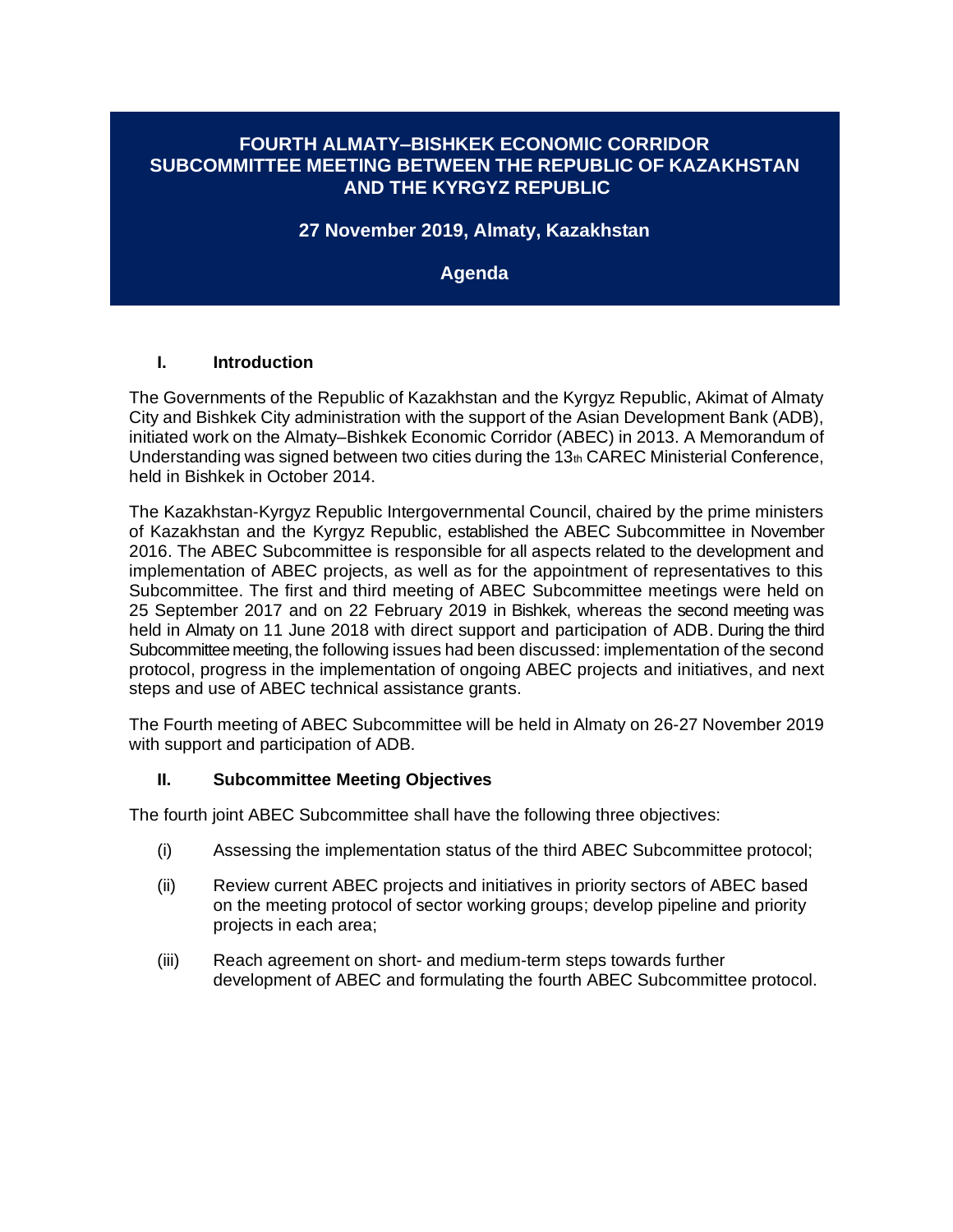# FOURTH ALMATY–BISHKEK ECONOMIC CORRIDOR SUBCOMMITTEE MEETING BETWEEN THE REPUBLIC OF KAZAKHSTAN AND THE KYRGYZ REPUBLIC

**27 November 2019, Almaty, Kazakhstan**

**Agenda**

## I. Introduction

The Governments of the Republic of Kazakhstan and the Kyrgyz Republic, Akimat of Almaty City and Bishkek City administration with the support of the Asian Development Bank (ADB), initiated work on the Almaty–Bishkek Economic Corridor (ABEC) in 2013. A Memorandum of Understanding was signed between two cities during the 13th CAREC Ministerial Conference, held in Bishkek in October 2014.

The Kazakhstan-Kyrgyz Republic Intergovernmental Council, chaired by the prime ministers of Kazakhstan and the Kyrgyz Republic, established the ABEC Subcommittee in November 2016. The ABEC Subcommittee is responsible for all aspects related to the development and implementation of ABEC projects, as well as for the appointment of representatives to this Subcommittee. The first and third meeting of ABEC Subcommittee meetings were held on 25 September 2017 and on 22 February 2019 in Bishkek, whereas the second meeting was held in Almaty on 11 June 2018 with direct support and participation of ADB. During the third Subcommittee meeting, the following issues had been discussed: implementation of the second protocol, progress in the implementation of ongoing ABEC projects and initiatives, and next steps and use of ABEC technical assistance grants.

The Fourth meeting of ABEC Subcommittee will be held in Almaty on 26-27 November 2019 with support and participation of ADB.

## II. Subcommittee Meeting Objectives

The fourth joint ABEC Subcommittee shall have the following three objectives:

(i) Assessing the implementation status of the third ABEC Subcommittee protocol;

(ii) Review current ABEC projects and initiatives in priority sectors of ABEC based on the meeting protocol of sector working groups; develop pipeline and priority projects in each area;

(iii) Reach agreement on short- and medium-term steps towards further development of ABEC and formulating the fourth ABEC Subcommittee protocol.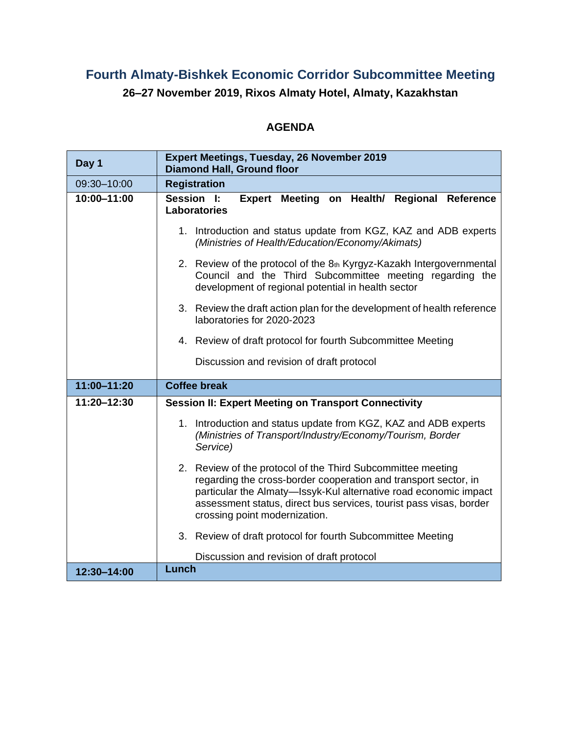# Fourth Almaty-Bishkek Economic Corridor Subcommittee Meeting

**26–27 November 2019, Rixos Almaty Hotel, Almaty, Kazakhstan**

## AGENDA

| **Day 1** | **Expert Meetings, Tuesday, 26 November 2019**<br>**Diamond Hall, Ground floor** |
|---|---|
| 09:30–10:00 | **Registration** |
| **10:00–11:00** | **Session I: Expert Meeting on Health/ Regional Reference Laboratories**<br><br>1. Introduction and status update from KGZ, KAZ and ADB experts *(Ministries of Health/Education/Economy/Akimats)*<br><br>2. Review of the protocol of the 8th Kyrgyz-Kazakh Intergovernmental Council and the Third Subcommittee meeting regarding the development of regional potential in health sector<br><br>3. Review the draft action plan for the development of health reference laboratories for 2020-2023<br><br>4. Review of draft protocol for fourth Subcommittee Meeting<br><br>Discussion and revision of draft protocol |
| **11:00–11:20** | **Coffee break** |
| **11:20–12:30** | **Session II: Expert Meeting on Transport Connectivity**<br><br>1. Introduction and status update from KGZ, KAZ and ADB experts *(Ministries of Transport/Industry/Economy/Tourism, Border Service)*<br><br>2. Review of the protocol of the Third Subcommittee meeting regarding the cross-border cooperation and transport sector, in particular the Almaty—Issyk-Kul alternative road economic impact assessment status, direct bus services, tourist pass visas, border crossing point modernization.<br><br>3. Review of draft protocol for fourth Subcommittee Meeting<br><br>Discussion and revision of draft protocol |
| **12:30–14:00** | **Lunch** |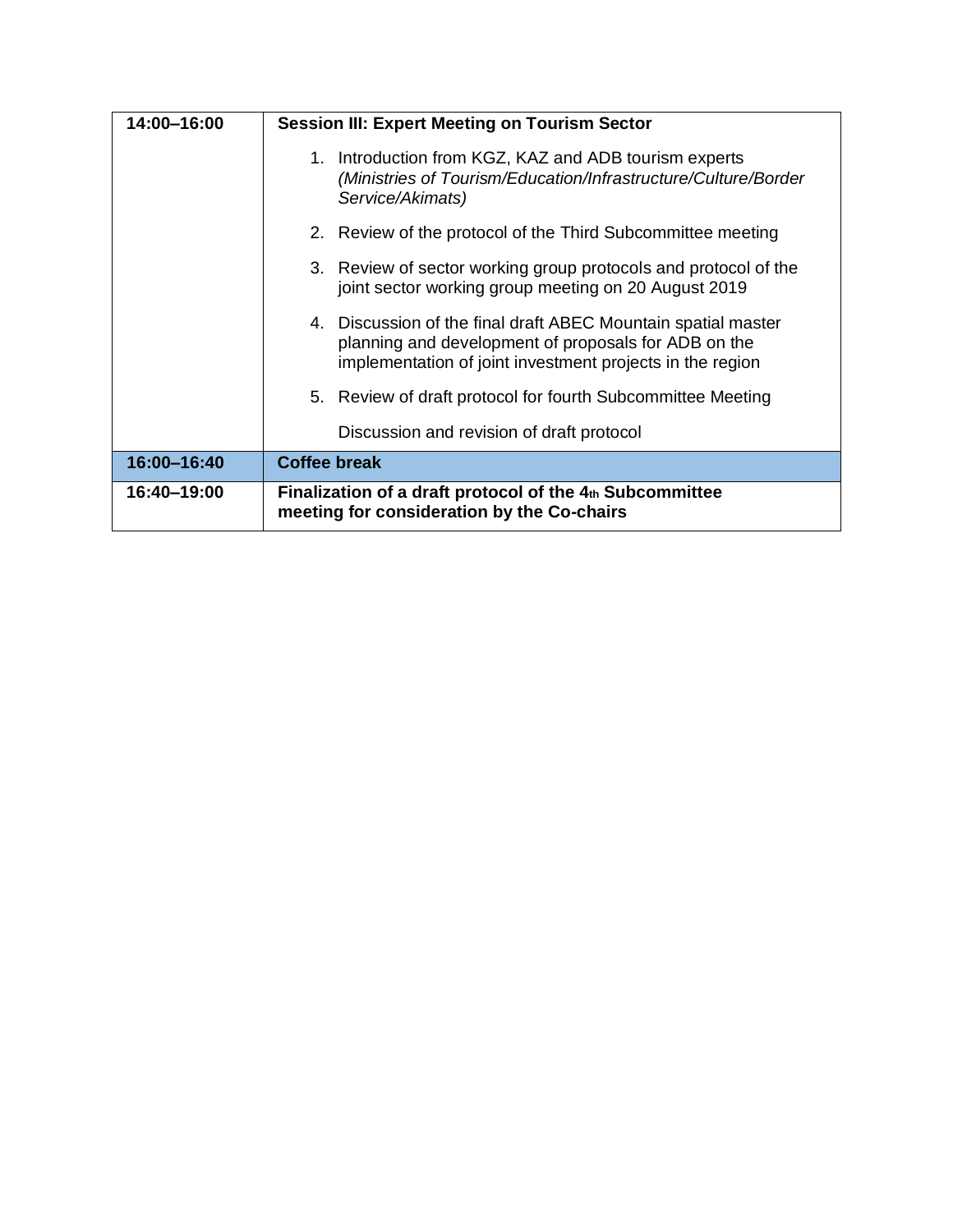| | |
|---|---|
| **14:00–16:00** | **Session III: Expert Meeting on Tourism Sector**<br><br>1. Introduction from KGZ, KAZ and ADB tourism experts *(Ministries of Tourism/Education/Infrastructure/Culture/Border Service/Akimats)*<br><br>2. Review of the protocol of the Third Subcommittee meeting<br><br>3. Review of sector working group protocols and protocol of the joint sector working group meeting on 20 August 2019<br><br>4. Discussion of the final draft ABEC Mountain spatial master planning and development of proposals for ADB on the implementation of joint investment projects in the region<br><br>5. Review of draft protocol for fourth Subcommittee Meeting<br><br>Discussion and revision of draft protocol |
| **16:00–16:40** | **Coffee break** |
| **16:40–19:00** | **Finalization of a draft protocol of the 4th Subcommittee meeting for consideration by the Co-chairs** |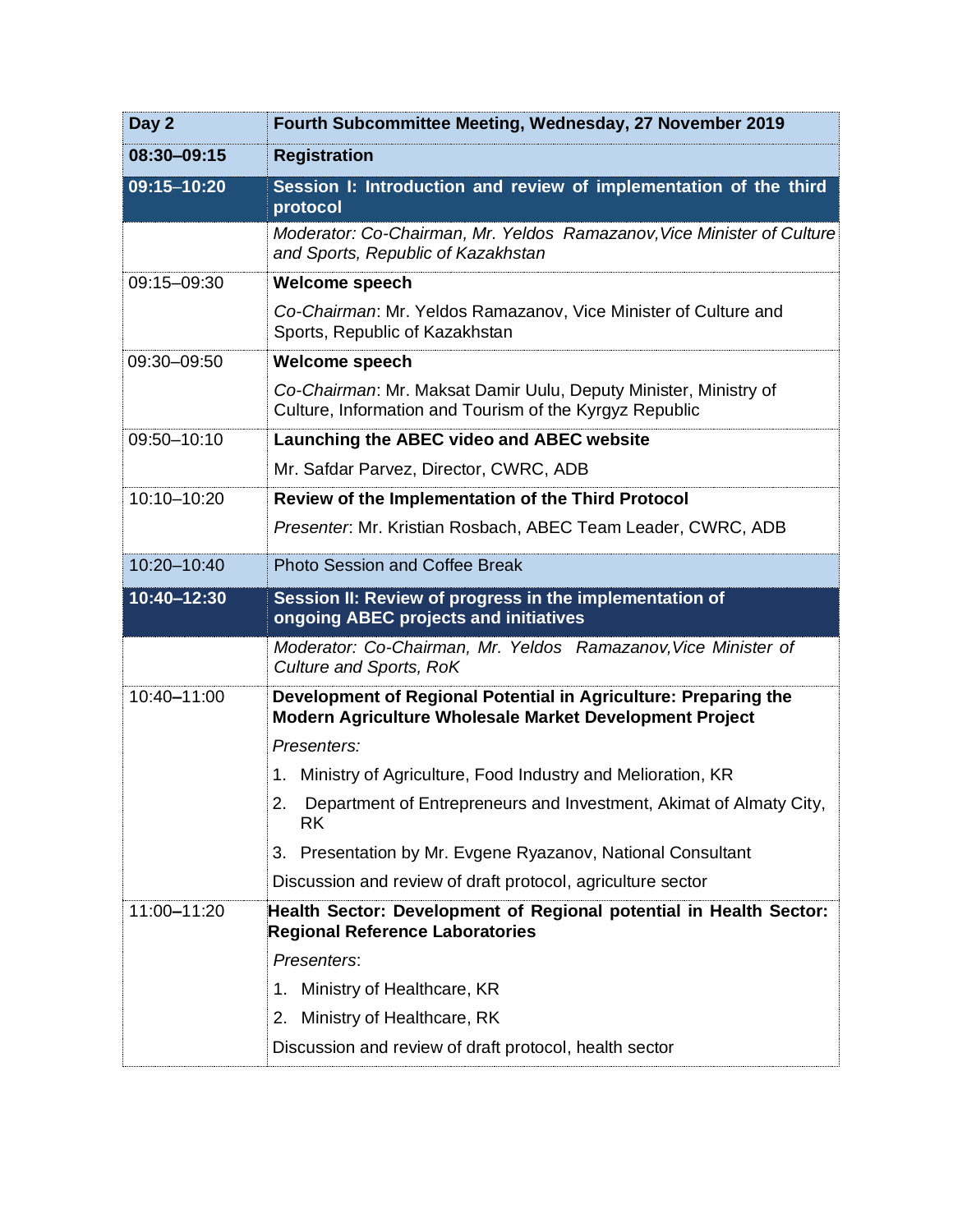| Day 2 | Fourth Subcommittee Meeting, Wednesday, 27 November 2019 |
|---|---|
| **08:30–09:15** | **Registration** |
| **09:15–10:20** | **Session I: Introduction and review of implementation of the third protocol** |
| | *Moderator: Co-Chairman, Mr. Yeldos Ramazanov, Vice Minister of Culture and Sports, Republic of Kazakhstan* |
| 09:15–09:30 | **Welcome speech**<br><br>*Co-Chairman*: Mr. Yeldos Ramazanov, Vice Minister of Culture and Sports, Republic of Kazakhstan |
| 09:30–09:50 | **Welcome speech**<br><br>*Co-Chairman*: Mr. Maksat Damir Uulu, Deputy Minister, Ministry of Culture, Information and Tourism of the Kyrgyz Republic |
| 09:50–10:10 | **Launching the ABEC video and ABEC website**<br><br>Mr. Safdar Parvez, Director, CWRC, ADB |
| 10:10–10:20 | **Review of the Implementation of the Third Protocol**<br><br>*Presenter*: Mr. Kristian Rosbach, ABEC Team Leader, CWRC, ADB |
| 10:20–10:40 | Photo Session and Coffee Break |
| **10:40–12:30** | **Session II: Review of progress in the implementation of ongoing ABEC projects and initiatives** |
| | *Moderator: Co-Chairman, Mr. Yeldos Ramazanov, Vice Minister of Culture and Sports, RoK* |
| 10:40–11:00 | **Development of Regional Potential in Agriculture: Preparing the Modern Agriculture Wholesale Market Development Project**<br><br>*Presenters:*<br>1. Ministry of Agriculture, Food Industry and Melioration, KR<br>2. Department of Entrepreneurs and Investment, Akimat of Almaty City, RK<br>3. Presentation by Mr. Evgene Ryazanov, National Consultant<br><br>Discussion and review of draft protocol, agriculture sector |
| 11:00–11:20 | **Health Sector: Development of Regional potential in Health Sector: Regional Reference Laboratories**<br><br>*Presenters*:<br>1. Ministry of Healthcare, KR<br>2. Ministry of Healthcare, RK<br><br>Discussion and review of draft protocol, health sector |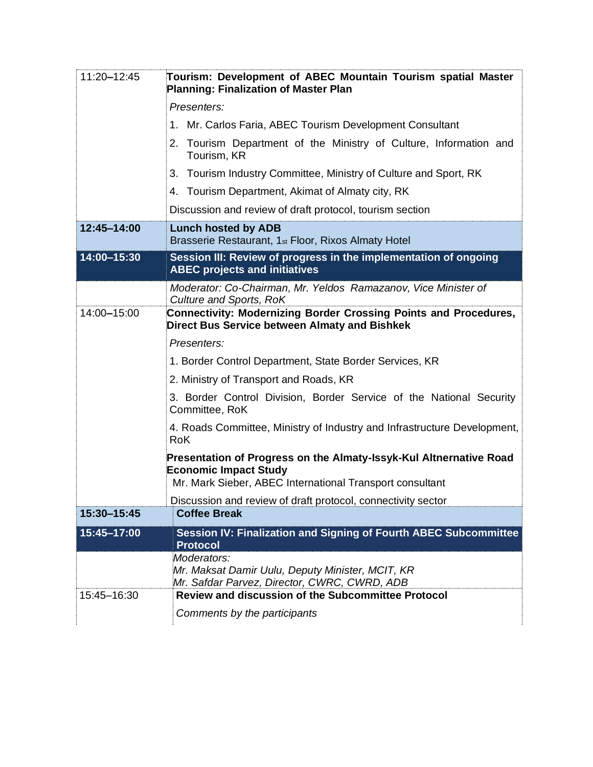| | |
|---|---|
| 11:20–12:45 | **Tourism: Development of ABEC Mountain Tourism spatial Master Planning: Finalization of Master Plan**<br>*Presenters:*<br>1. Mr. Carlos Faria, ABEC Tourism Development Consultant<br>2. Tourism Department of the Ministry of Culture, Information and Tourism, KR<br>3. Tourism Industry Committee, Ministry of Culture and Sport, RK<br>4. Tourism Department, Akimat of Almaty city, RK<br>Discussion and review of draft protocol, tourism section |
| **12:45–14:00** | **Lunch hosted by ADB**<br>Brasserie Restaurant, 1st Floor, Rixos Almaty Hotel |
| **14:00–15:30** | **Session III: Review of progress in the implementation of ongoing ABEC projects and initiatives** |
| | *Moderator: Co-Chairman, Mr. Yeldos Ramazanov, Vice Minister of Culture and Sports, RoK* |
| 14:00–15:00 | **Connectivity: Modernizing Border Crossing Points and Procedures, Direct Bus Service between Almaty and Bishkek**<br>*Presenters:*<br>1. Border Control Department, State Border Services, KR<br>2. Ministry of Transport and Roads, KR<br>3. Border Control Division, Border Service of the National Security Committee, RoK<br>4. Roads Committee, Ministry of Industry and Infrastructure Development, RoK<br>**Presentation of Progress on the Almaty-Issyk-Kul Altnernative Road Economic Impact Study**<br>Mr. Mark Sieber, ABEC International Transport consultant<br>Discussion and review of draft protocol, connectivity sector |
| **15:30–15:45** | **Coffee Break** |
| **15:45–17:00** | **Session IV: Finalization and Signing of Fourth ABEC Subcommittee Protocol** |
| | *Moderators:*<br>*Mr. Maksat Damir Uulu, Deputy Minister, MCIT, KR*<br>*Mr. Safdar Parvez, Director, CWRC, CWRD, ADB* |
| 15:45–16:30 | **Review and discussion of the Subcommittee Protocol**<br>*Comments by the participants* |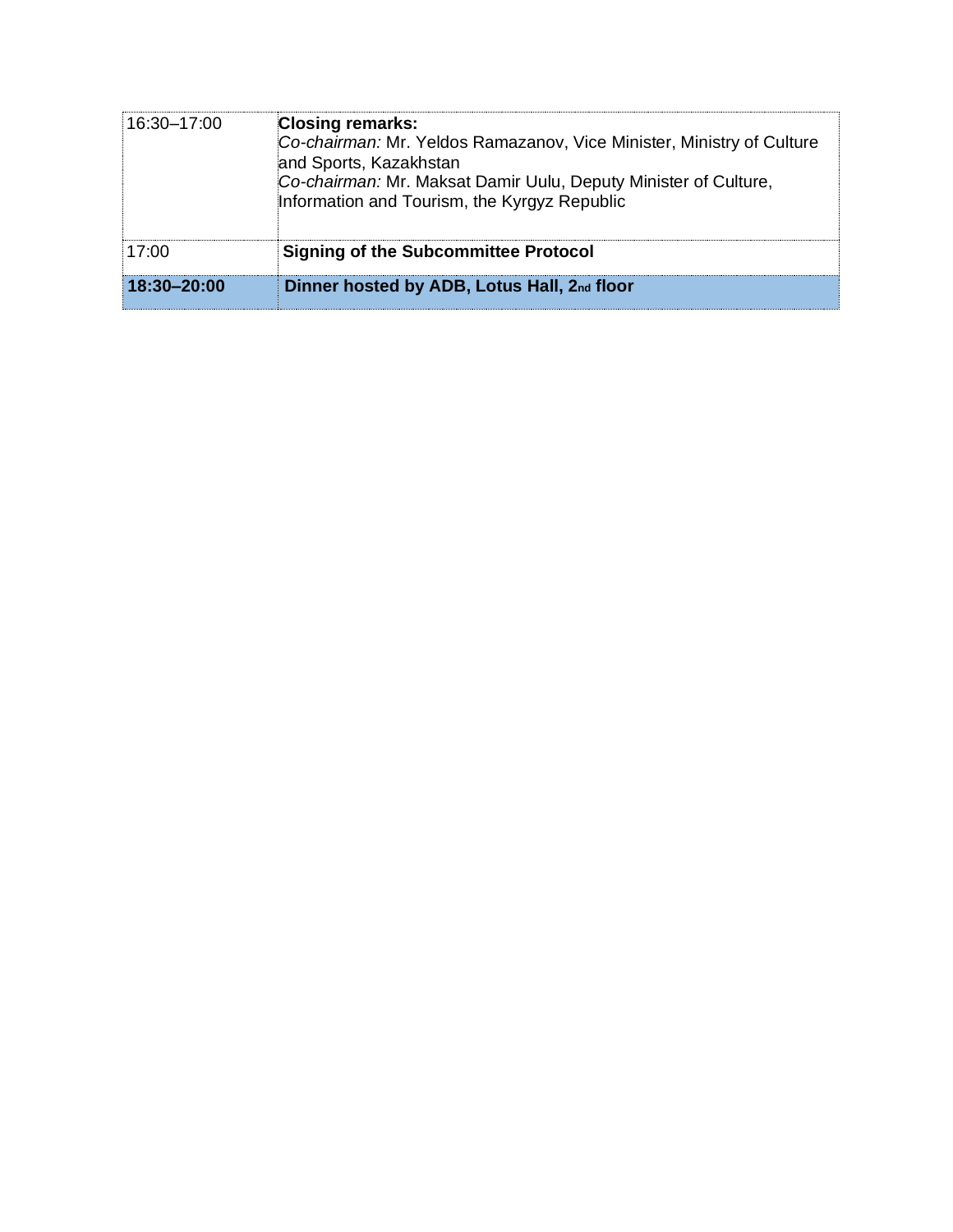| | |
|---|---|
| 16:30–17:00 | **Closing remarks:**<br>*Co-chairman:* Mr. Yeldos Ramazanov, Vice Minister, Ministry of Culture and Sports, Kazakhstan<br>*Co-chairman:* Mr. Maksat Damir Uulu, Deputy Minister of Culture, Information and Tourism, the Kyrgyz Republic |
| 17:00 | **Signing of the Subcommittee Protocol** |
| **18:30–20:00** | **Dinner hosted by ADB, Lotus Hall, 2nd floor** |